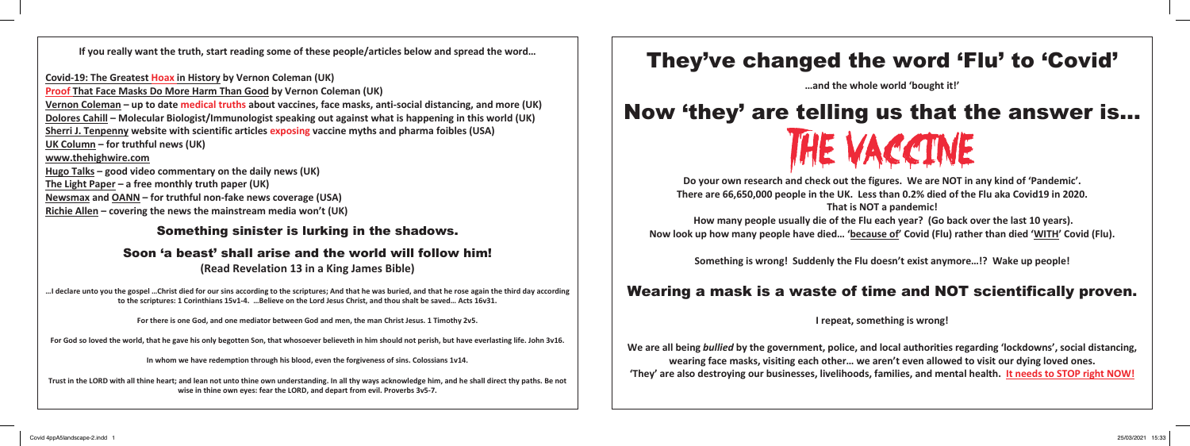**If you really want the truth, start reading some of these people/articles below and spread the word…**

**Covid-19: The Greatest Hoax in History by Vernon Coleman (UK)**
**Proof That Face Masks Do More Harm Than Good by Vernon Coleman (UK)**
**Vernon Coleman – up to date medical truths about vaccines, face masks, anti-social distancing, and more (UK)**
**Dolores Cahill – Molecular Biologist/Immunologist speaking out against what is happening in this world (UK)**
**Sherri J. Tenpenny website with scientific articles exposing vaccine myths and pharma foibles (USA)**
**UK Column – for truthful news (UK)**
**www.thehighwire.com**
**Hugo Talks – good video commentary on the daily news (UK)**
**The Light Paper – a free monthly truth paper (UK)**
**Newsmax and OANN – for truthful non-fake news coverage (USA)**
**Richie Allen – covering the news the mainstream media won't (UK)**

## Something sinister is lurking in the shadows.

## Soon 'a beast' shall arise and the world will follow him!

**(Read Revelation 13 in a King James Bible)**

**…I declare unto you the gospel …Christ died for our sins according to the scriptures; And that he was buried, and that he rose again the third day according to the scriptures: 1 Corinthians 15v1-4. …Believe on the Lord Jesus Christ, and thou shalt be saved… Acts 16v31.**

**For there is one God, and one mediator between God and men, the man Christ Jesus. 1 Timothy 2v5.**

**For God so loved the world, that he gave his only begotten Son, that whosoever believeth in him should not perish, but have everlasting life. John 3v16.**

**In whom we have redemption through his blood, even the forgiveness of sins. Colossians 1v14.**

**Trust in the LORD with all thine heart; and lean not unto thine own understanding. In all thy ways acknowledge him, and he shall direct thy paths. Be not wise in thine own eyes: fear the LORD, and depart from evil. Proverbs 3v5-7.**

# They've changed the word 'Flu' to 'Covid'

**…and the whole world 'bought it!'**

# Now 'they' are telling us that the answer is…

# THE VACCINE

**Do your own research and check out the figures. We are NOT in any kind of 'Pandemic'.**
**There are 66,650,000 people in the UK. Less than 0.2% died of the Flu aka Covid19 in 2020.**
**That is NOT a pandemic!**
**How many people usually die of the Flu each year? (Go back over the last 10 years).**
**Now look up how many people have died… '<u>because of</u>' Covid (Flu) rather than died '<u>WITH</u>' Covid (Flu).**

**Something is wrong! Suddenly the Flu doesn't exist anymore…!? Wake up people!**

## Wearing a mask is a waste of time and NOT scientifically proven.

**I repeat, something is wrong!**

**We are all being *bullied* by the government, police, and local authorities regarding 'lockdowns', social distancing, wearing face masks, visiting each other… we aren't even allowed to visit our dying loved ones.**
**'They' are also destroying our businesses, livelihoods, families, and mental health. <u>It needs to STOP right NOW!</u>**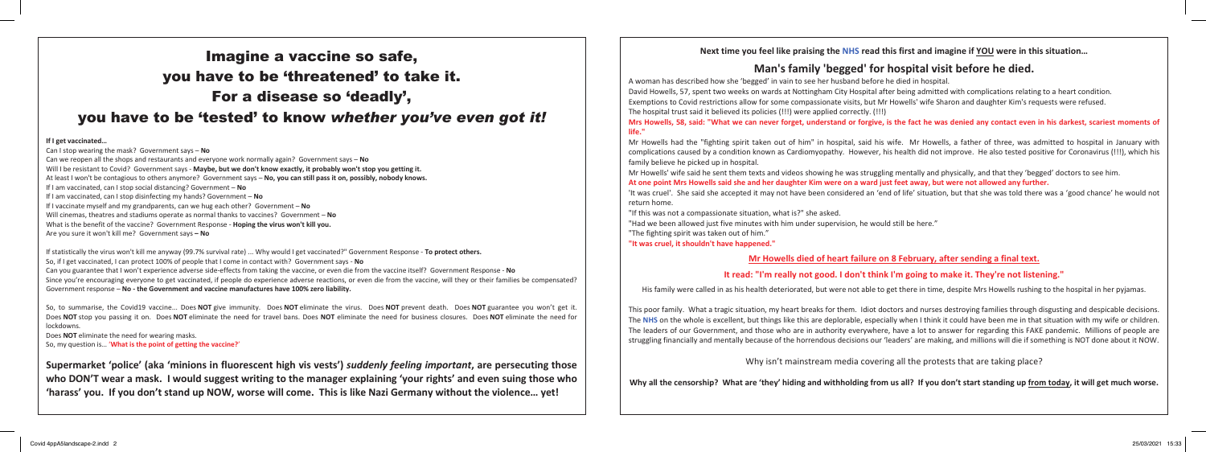# Imagine a vaccine so safe, you have to be 'threatened' to take it. For a disease so 'deadly', you have to be 'tested' to know *whether you've even got it!*

**If I get vaccinated…**

Can I stop wearing the mask? Government says – **No**
Can we reopen all the shops and restaurants and everyone work normally again? Government says – **No**
Will I be resistant to Covid? Government says - **Maybe, but we don't know exactly, it probably won't stop you getting it.**
At least I won't be contagious to others anymore? Government says – **No, you can still pass it on, possibly, nobody knows.**
If I am vaccinated, can I stop social distancing? Government – **No**
If I am vaccinated, can I stop disinfecting my hands? Government – **No**
If I vaccinate myself and my grandparents, can we hug each other? Government – **No**
Will cinemas, theatres and stadiums operate as normal thanks to vaccines? Government – **No**
What is the benefit of the vaccine? Government Response - **Hoping the virus won't kill you.**
Are you sure it won't kill me? Government says **– No**

If statistically the virus won't kill me anyway (99.7% survival rate) … Why would I get vaccinated?" Government Response - **To protect others.**
So, if I get vaccinated, I can protect 100% of people that I come in contact with? Government says - **No**
Can you guarantee that I won't experience adverse side-effects from taking the vaccine, or even die from the vaccine itself? Government Response - **No**
Since you're encouraging everyone to get vaccinated, if people do experience adverse reactions, or even die from the vaccine, will they or their families be compensated? Government response – **No - the Government and vaccine manufactures have 100% zero liability.**

So, to summarise, the Covid19 vaccine… Does **NOT** give immunity. Does **NOT** eliminate the virus. Does **NOT** prevent death. Does **NOT** guarantee you won't get it. Does **NOT** stop you passing it on. Does **NOT** eliminate the need for travel bans. Does **NOT** eliminate the need for business closures. Does **NOT** eliminate the need for lockdowns.
Does **NOT** eliminate the need for wearing masks.
So, my question is… '**What is the point of getting the vaccine?**'

**Supermarket 'police' (aka 'minions in fluorescent high vis vests') *suddenly feeling important*, are persecuting those who DON'T wear a mask. I would suggest writing to the manager explaining 'your rights' and even suing those who 'harass' you. If you don't stand up NOW, worse will come. This is like Nazi Germany without the violence… yet!**

**Next time you feel like praising the NHS read this first and imagine if YOU were in this situation…**

## Man's family 'begged' for hospital visit before he died.

A woman has described how she 'begged' in vain to see her husband before he died in hospital.
David Howells, 57, spent two weeks on wards at Nottingham City Hospital after being admitted with complications relating to a heart condition.
Exemptions to Covid restrictions allow for some compassionate visits, but Mr Howells' wife Sharon and daughter Kim's requests were refused.
The hospital trust said it believed its policies (!!!) were applied correctly. (!!!)

**Mrs Howells, 58, said: "What we can never forget, understand or forgive, is the fact he was denied any contact even in his darkest, scariest moments of life."**

Mr Howells had the "fighting spirit taken out of him" in hospital, said his wife. Mr Howells, a father of three, was admitted to hospital in January with complications caused by a condition known as Cardiomyopathy. However, his health did not improve. He also tested positive for Coronavirus (!!!), which his family believe he picked up in hospital.
Mr Howells' wife said he sent them texts and videos showing he was struggling mentally and physically, and that they 'begged' doctors to see him.
**At one point Mrs Howells said she and her daughter Kim were on a ward just feet away, but were not allowed any further.**
'It was cruel'. She said she accepted it may not have been considered an 'end of life' situation, but that she was told there was a 'good chance' he would not return home.
"If this was not a compassionate situation, what is?" she asked.
"Had we been allowed just five minutes with him under supervision, he would still be here."
"The fighting spirit was taken out of him."
**"It was cruel, it shouldn't have happened."**

**Mr Howells died of heart failure on 8 February, after sending a final text.**

**It read: "I'm really not good. I don't think I'm going to make it. They're not listening."**

His family were called in as his health deteriorated, but were not able to get there in time, despite Mrs Howells rushing to the hospital in her pyjamas.

This poor family. What a tragic situation, my heart breaks for them. Idiot doctors and nurses destroying families through disgusting and despicable decisions. The **NHS** on the whole is excellent, but things like this are deplorable, especially when I think it could have been me in that situation with my wife or children. The leaders of our Government, and those who are in authority everywhere, have a lot to answer for regarding this FAKE pandemic. Millions of people are struggling financially and mentally because of the horrendous decisions our 'leaders' are making, and millions will die if something is NOT done about it NOW.

Why isn't mainstream media covering all the protests that are taking place?

**Why all the censorship? What are 'they' hiding and withholding from us all? If you don't start standing up from today, it will get much worse.**